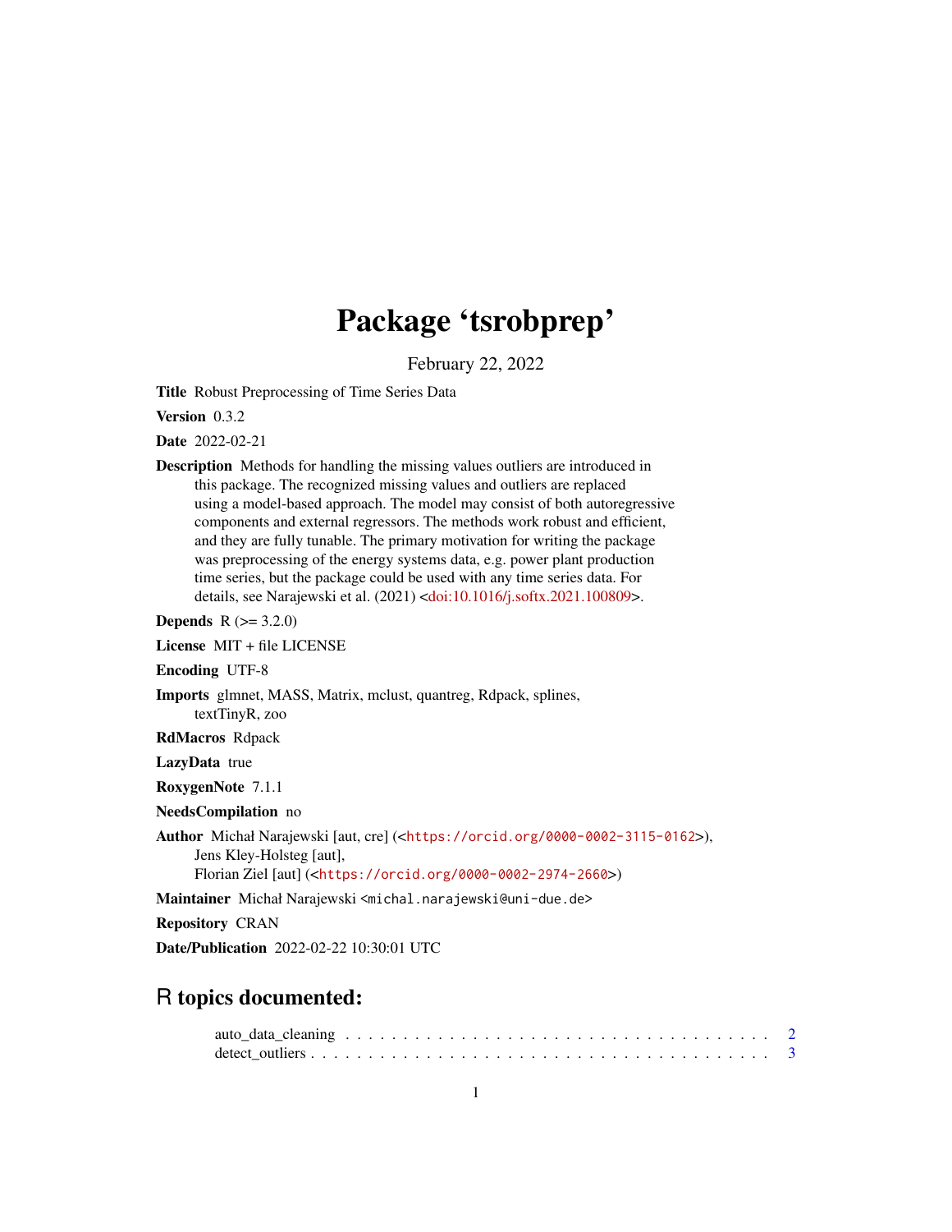# Package 'tsrobprep'

February 22, 2022

**Title** Robust Preprocessing of Time Series Data

**Version** 0.3.2

**Date** 2022-02-21

**Description** Methods for handling the missing values outliers are introduced in this package. The recognized missing values and outliers are replaced using a model-based approach. The model may consist of both autoregressive components and external regressors. The methods work robust and efficient, and they are fully tunable. The primary motivation for writing the package was preprocessing of the energy systems data, e.g. power plant production time series, but the package could be used with any time series data. For details, see Narajewski et al. (2021) <doi:10.1016/j.softx.2021.100809>.

**Depends** R (>= 3.2.0)

**License** MIT + file LICENSE

**Encoding** UTF-8

**Imports** glmnet, MASS, Matrix, mclust, quantreg, Rdpack, splines, textTinyR, zoo

**RdMacros** Rdpack

**LazyData** true

**RoxygenNote** 7.1.1

**NeedsCompilation** no

**Author** Michał Narajewski [aut, cre] (<https://orcid.org/0000-0002-3115-0162>), Jens Kley-Holsteg [aut], Florian Ziel [aut] (<https://orcid.org/0000-0002-2974-2660>)

**Maintainer** Michał Narajewski <michal.narajewski@uni-due.de>

**Repository** CRAN

**Date/Publication** 2022-02-22 10:30:01 UTC

## R topics documented:

auto_data_cleaning . . . . . . . . . . . . . . . . . . . . . . . . . . . . . . . . . . . . . 2
detect_outliers . . . . . . . . . . . . . . . . . . . . . . . . . . . . . . . . . . . . . . . 3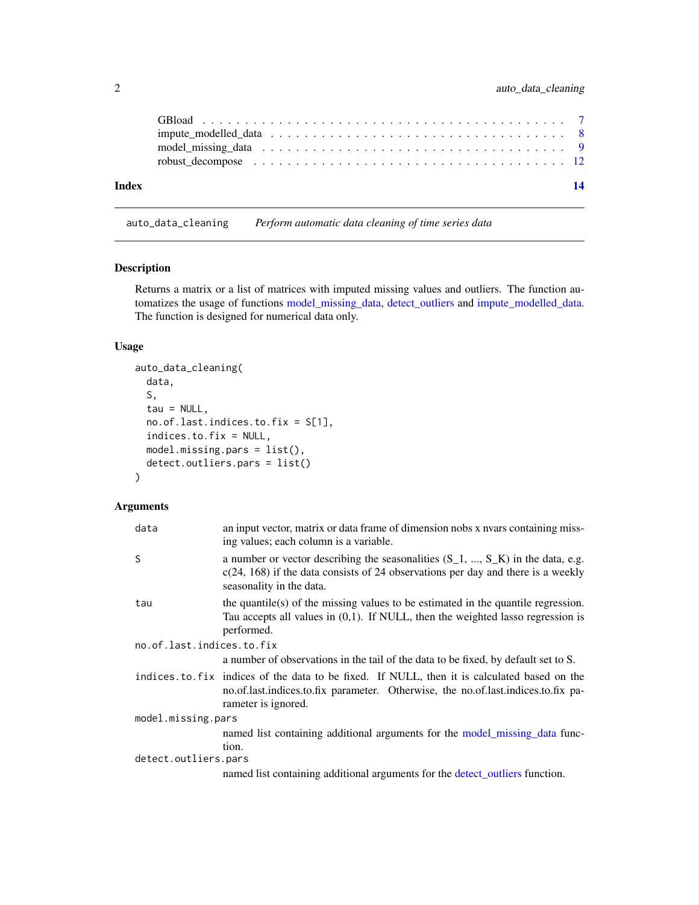| | |
|---|---|
| GBload | 7 |
| impute_modelled_data | 8 |
| model_missing_data | 9 |
| robust_decompose | 12 |

**Index** **14**

---

`auto_data_cleaning` *Perform automatic data cleaning of time series data*

---

## Description

Returns a matrix or a list of matrices with imputed missing values and outliers. The function automatizes the usage of functions model_missing_data, detect_outliers and impute_modelled_data. The function is designed for numerical data only.

## Usage

```
auto_data_cleaning(
  data,
  S,
  tau = NULL,
  no.of.last.indices.to.fix = S[1],
  indices.to.fix = NULL,
  model.missing.pars = list(),
  detect.outliers.pars = list()
)
```

## Arguments

| | |
|---|---|
| `data` | an input vector, matrix or data frame of dimension nobs x nvars containing missing values; each column is a variable. |
| `S` | a number or vector describing the seasonalities (S_1, ..., S_K) in the data, e.g. c(24, 168) if the data consists of 24 observations per day and there is a weekly seasonality in the data. |
| `tau` | the quantile(s) of the missing values to be estimated in the quantile regression. Tau accepts all values in (0,1). If NULL, then the weighted lasso regression is performed. |
| `no.of.last.indices.to.fix` | a number of observations in the tail of the data to be fixed, by default set to S. |
| `indices.to.fix` | indices of the data to be fixed. If NULL, then it is calculated based on the no.of.last.indices.to.fix parameter. Otherwise, the no.of.last.indices.to.fix parameter is ignored. |
| `model.missing.pars` | named list containing additional arguments for the model_missing_data function. |
| `detect.outliers.pars` | named list containing additional arguments for the detect_outliers function. |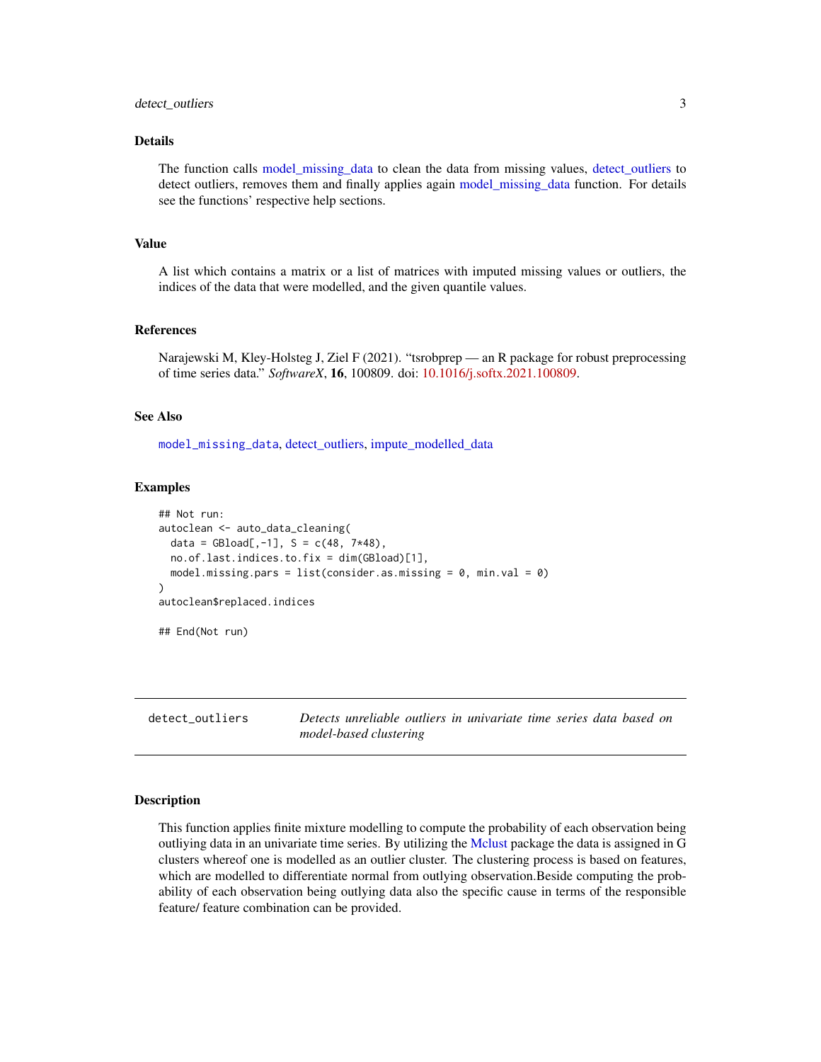### Details

The function calls model_missing_data to clean the data from missing values, detect_outliers to detect outliers, removes them and finally applies again model_missing_data function. For details see the functions' respective help sections.

### Value

A list which contains a matrix or a list of matrices with imputed missing values or outliers, the indices of the data that were modelled, and the given quantile values.

### References

Narajewski M, Kley-Holsteg J, Ziel F (2021). "tsrobprep — an R package for robust preprocessing of time series data." *SoftwareX*, **16**, 100809. doi: 10.1016/j.softx.2021.100809.

### See Also

model_missing_data, detect_outliers, impute_modelled_data

### Examples

```
## Not run:
autoclean <- auto_data_cleaning(
  data = GBload[,-1], S = c(48, 7*48),
  no.of.last.indices.to.fix = dim(GBload)[1],
  model.missing.pars = list(consider.as.missing = 0, min.val = 0)
)
autoclean$replaced.indices

## End(Not run)
```

---

## detect_outliers — *Detects unreliable outliers in univariate time series data based on model-based clustering*

---

### Description

This function applies finite mixture modelling to compute the probability of each observation being outliying data in an univariate time series. By utilizing the Mclust package the data is assigned in G clusters whereof one is modelled as an outlier cluster. The clustering process is based on features, which are modelled to differentiate normal from outlying observation.Beside computing the probability of each observation being outlying data also the specific cause in terms of the responsible feature/ feature combination can be provided.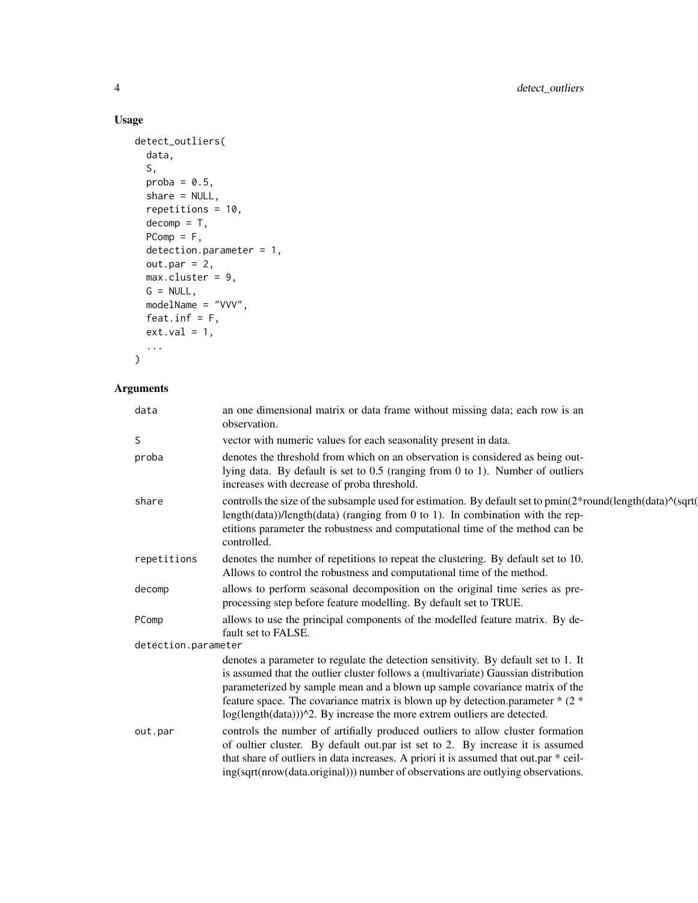## Usage

```
detect_outliers(
  data,
  S,
  proba = 0.5,
  share = NULL,
  repetitions = 10,
  decomp = T,
  PComp = F,
  detection.parameter = 1,
  out.par = 2,
  max.cluster = 9,
  G = NULL,
  modelName = "VVV",
  feat.inf = F,
  ext.val = 1,
  ...
)
```

## Arguments

| | |
|---|---|
| data | an one dimensional matrix or data frame without missing data; each row is an observation. |
| S | vector with numeric values for each seasonality present in data. |
| proba | denotes the threshold from which on an observation is considered as being outlying data. By default is set to 0.5 (ranging from 0 to 1). Number of outliers increases with decrease of proba threshold. |
| share | controlls the size of the subsample used for estimation. By default set to pmin(2*round(length(data)^(sqrt(length(data))/length(data) (ranging from 0 to 1). In combination with the repetitions parameter the robustness and computational time of the method can be controlled. |
| repetitions | denotes the number of repetitions to repeat the clustering. By default set to 10. Allows to control the robustness and computational time of the method. |
| decomp | allows to perform seasonal decomposition on the original time series as preprocessing step before feature modelling. By default set to TRUE. |
| PComp | allows to use the principal components of the modelled feature matrix. By default set to FALSE. |
| detection.parameter | denotes a parameter to regulate the detection sensitivity. By default set to 1. It is assumed that the outlier cluster follows a (multivariate) Gaussian distribution parameterized by sample mean and a blown up sample covariance matrix of the feature space. The covariance matrix is blown up by detection.parameter * (2 * log(length(data)))^2. By increase the more extrem outliers are detected. |
| out.par | controls the number of artifially produced outliers to allow cluster formation of oultier cluster. By default out.par ist set to 2. By increase it is assumed that share of outliers in data increases. A priori it is assumed that out.par * ceiling(sqrt(nrow(data.original))) number of observations are outlying observations. |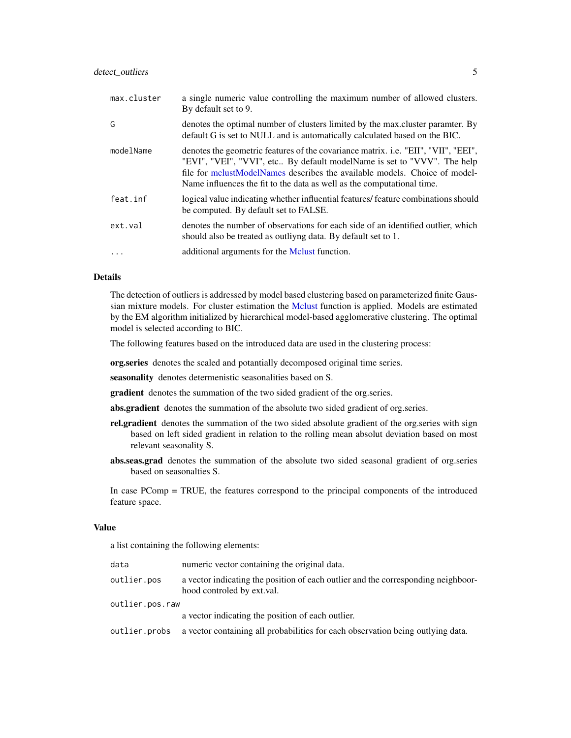| | |
|---|---|
| `max.cluster` | a single numeric value controlling the maximum number of allowed clusters. By default set to 9. |
| `G` | denotes the optimal number of clusters limited by the max.cluster paramter. By default G is set to NULL and is automatically calculated based on the BIC. |
| `modelName` | denotes the geometric features of the covariance matrix. i.e. "EII", "VII", "EEI", "EVI", "VEI", "VVI", etc.. By default modelName is set to "VVV". The help file for mclustModelNames describes the available models. Choice of modelName influences the fit to the data as well as the computational time. |
| `feat.inf` | logical value indicating whether influential features/ feature combinations should be computed. By default set to FALSE. |
| `ext.val` | denotes the number of observations for each side of an identified outlier, which should also be treated as outliyng data. By default set to 1. |
| `...` | additional arguments for the Mclust function. |

## Details

The detection of outliers is addressed by model based clustering based on parameterized finite Gaussian mixture models. For cluster estimation the Mclust function is applied. Models are estimated by the EM algorithm initialized by hierarchical model-based agglomerative clustering. The optimal model is selected according to BIC.

The following features based on the introduced data are used in the clustering process:

**org.series** denotes the scaled and potentially decomposed original time series.

**seasonality** denotes determenistic seasonalities based on S.

**gradient** denotes the summation of the two sided gradient of the org.series.

**abs.gradient** denotes the summation of the absolute two sided gradient of org.series.

**rel.gradient** denotes the summation of the two sided absolute gradient of the org.series with sign based on left sided gradient in relation to the rolling mean absolut deviation based on most relevant seasonality S.

**abs.seas.grad** denotes the summation of the absolute two sided seasonal gradient of org.series based on seasonalties S.

In case PComp = TRUE, the features correspond to the principal components of the introduced feature space.

## Value

a list containing the following elements:

| | |
|---|---|
| `data` | numeric vector containing the original data. |
| `outlier.pos` | a vector indicating the position of each outlier and the corresponding neighboorhood controled by ext.val. |
| `outlier.pos.raw` | a vector indicating the position of each outlier. |
| `outlier.probs` | a vector containing all probabilities for each observation being outlying data. |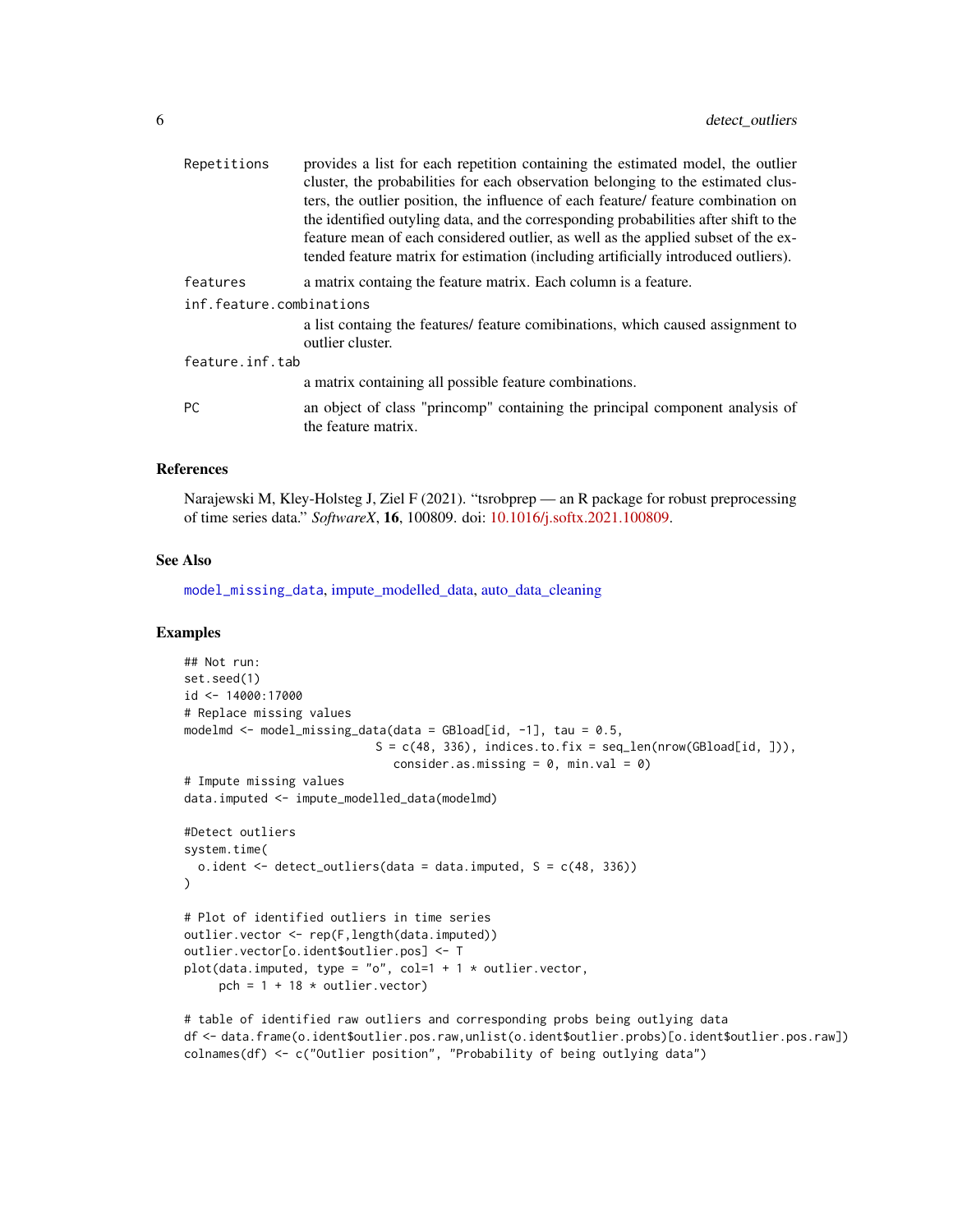| | |
|---|---|
| `Repetitions` | provides a list for each repetition containing the estimated model, the outlier cluster, the probabilities for each observation belonging to the estimated clusters, the outlier position, the influence of each feature/ feature combination on the identified outyling data, and the corresponding probabilities after shift to the feature mean of each considered outlier, as well as the applied subset of the extended feature matrix for estimation (including artificially introduced outliers). |
| `features` | a matrix containg the feature matrix. Each column is a feature. |
| `inf.feature.combinations` | a list containg the features/ feature comibinations, which caused assignment to outlier cluster. |
| `feature.inf.tab` | a matrix containing all possible feature combinations. |
| `PC` | an object of class "princomp" containing the principal component analysis of the feature matrix. |

## References

Narajewski M, Kley-Holsteg J, Ziel F (2021). "tsrobprep — an R package for robust preprocessing of time series data." *SoftwareX*, **16**, 100809. doi: 10.1016/j.softx.2021.100809.

## See Also

`model_missing_data`, impute_modelled_data, auto_data_cleaning

## Examples

```
## Not run:
set.seed(1)
id <- 14000:17000
# Replace missing values
modelmd <- model_missing_data(data = GBload[id, -1], tau = 0.5,
                              S = c(48, 336), indices.to.fix = seq_len(nrow(GBload[id, ])),
                                consider.as.missing = 0, min.val = 0)
# Impute missing values
data.imputed <- impute_modelled_data(modelmd)

#Detect outliers
system.time(
  o.ident <- detect_outliers(data = data.imputed, S = c(48, 336))
)

# Plot of identified outliers in time series
outlier.vector <- rep(F,length(data.imputed))
outlier.vector[o.ident$outlier.pos] <- T
plot(data.imputed, type = "o", col=1 + 1 * outlier.vector,
     pch = 1 + 18 * outlier.vector)

# table of identified raw outliers and corresponding probs being outlying data
df <- data.frame(o.ident$outlier.pos.raw,unlist(o.ident$outlier.probs)[o.ident$outlier.pos.raw])
colnames(df) <- c("Outlier position", "Probability of being outlying data")
```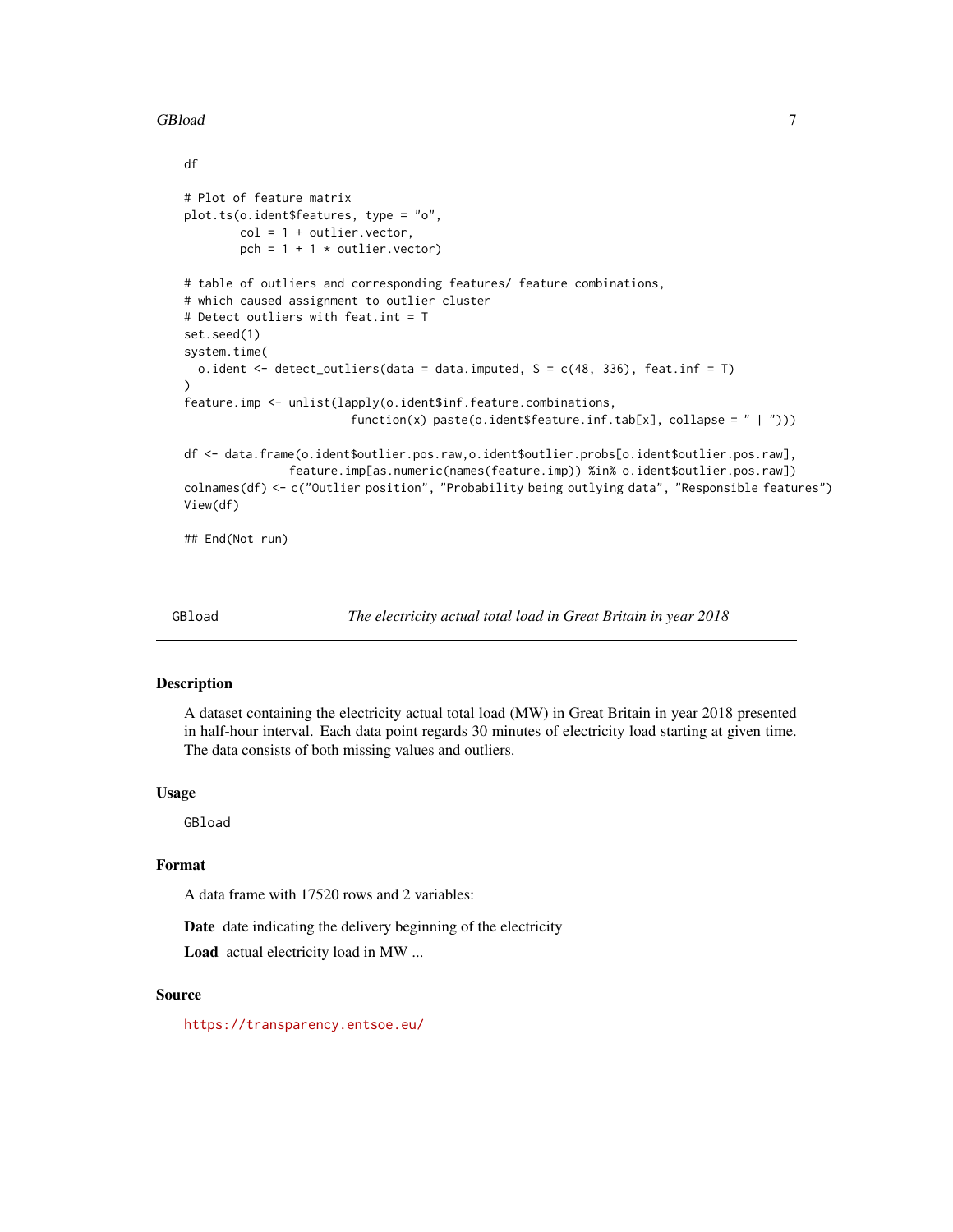```
df

# Plot of feature matrix
plot.ts(o.ident$features, type = "o",
        col = 1 + outlier.vector,
        pch = 1 + 1 * outlier.vector)

# table of outliers and corresponding features/ feature combinations,
# which caused assignment to outlier cluster
# Detect outliers with feat.int = T
set.seed(1)
system.time(
  o.ident <- detect_outliers(data = data.imputed, S = c(48, 336), feat.inf = T)
)
feature.imp <- unlist(lapply(o.ident$inf.feature.combinations,
                        function(x) paste(o.ident$feature.inf.tab[x], collapse = " | ")))

df <- data.frame(o.ident$outlier.pos.raw,o.ident$outlier.probs[o.ident$outlier.pos.raw],
               feature.imp[as.numeric(names(feature.imp)) %in% o.ident$outlier.pos.raw])
colnames(df) <- c("Outlier position", "Probability being outlying data", "Responsible features")
View(df)

## End(Not run)
```

---

GBload — *The electricity actual total load in Great Britain in year 2018*

---

### Description

A dataset containing the electricity actual total load (MW) in Great Britain in year 2018 presented in half-hour interval. Each data point regards 30 minutes of electricity load starting at given time. The data consists of both missing values and outliers.

### Usage

```
GBload
```

### Format

A data frame with 17520 rows and 2 variables:

**Date** date indicating the delivery beginning of the electricity

**Load** actual electricity load in MW ...

### Source

https://transparency.entsoe.eu/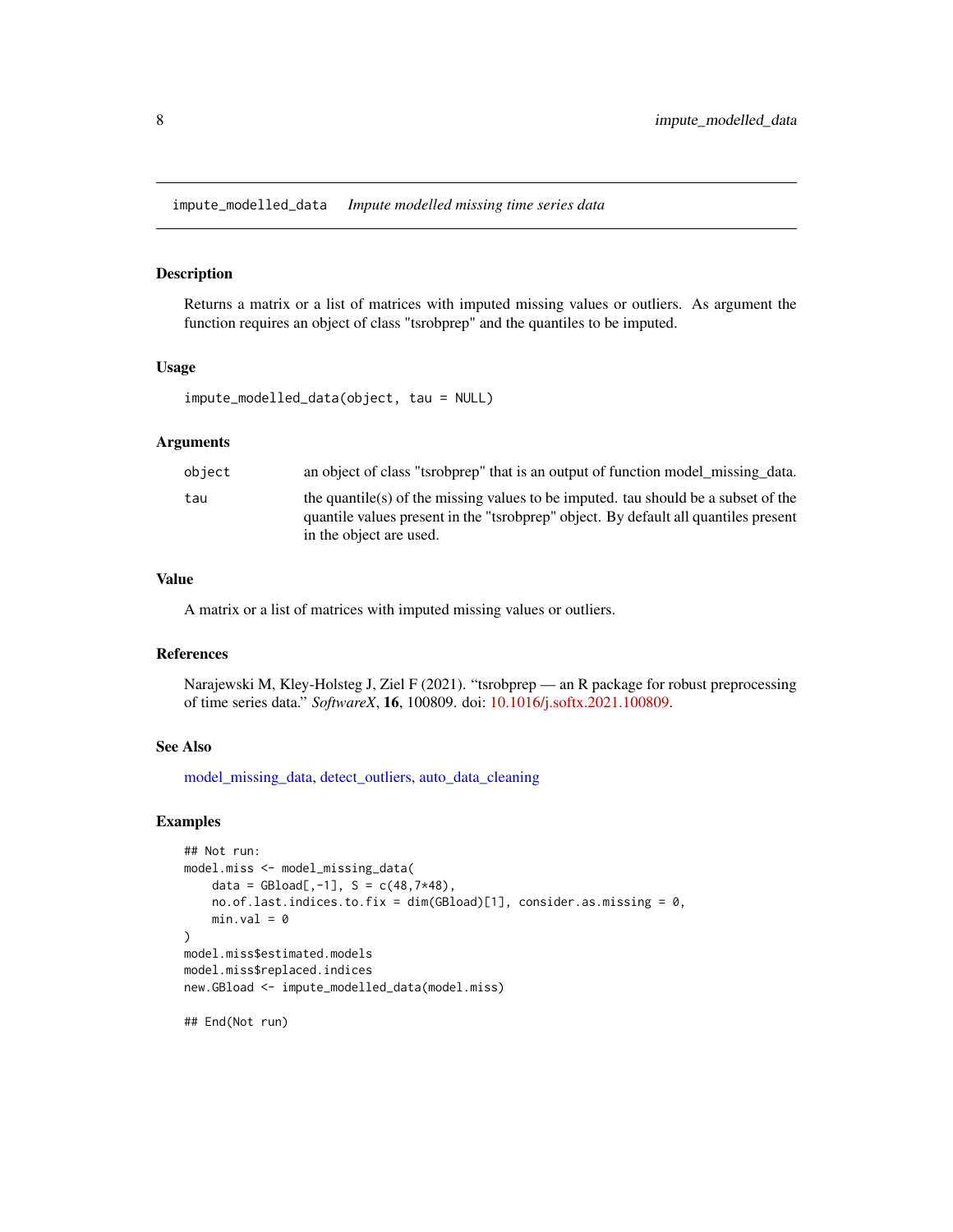impute_modelled_data    *Impute modelled missing time series data*

## Description

Returns a matrix or a list of matrices with imputed missing values or outliers. As argument the function requires an object of class "tsrobprep" and the quantiles to be imputed.

## Usage

```
impute_modelled_data(object, tau = NULL)
```

## Arguments

| | |
|---|---|
| `object` | an object of class "tsrobprep" that is an output of function model_missing_data. |
| `tau` | the quantile(s) of the missing values to be imputed. tau should be a subset of the quantile values present in the "tsrobprep" object. By default all quantiles present in the object are used. |

## Value

A matrix or a list of matrices with imputed missing values or outliers.

## References

Narajewski M, Kley-Holsteg J, Ziel F (2021). "tsrobprep — an R package for robust preprocessing of time series data." *SoftwareX*, **16**, 100809. doi: 10.1016/j.softx.2021.100809.

## See Also

model_missing_data, detect_outliers, auto_data_cleaning

## Examples

```
## Not run:
model.miss <- model_missing_data(
    data = GBload[,-1], S = c(48,7*48),
    no.of.last.indices.to.fix = dim(GBload)[1], consider.as.missing = 0,
    min.val = 0
)
model.miss$estimated.models
model.miss$replaced.indices
new.GBload <- impute_modelled_data(model.miss)

## End(Not run)
```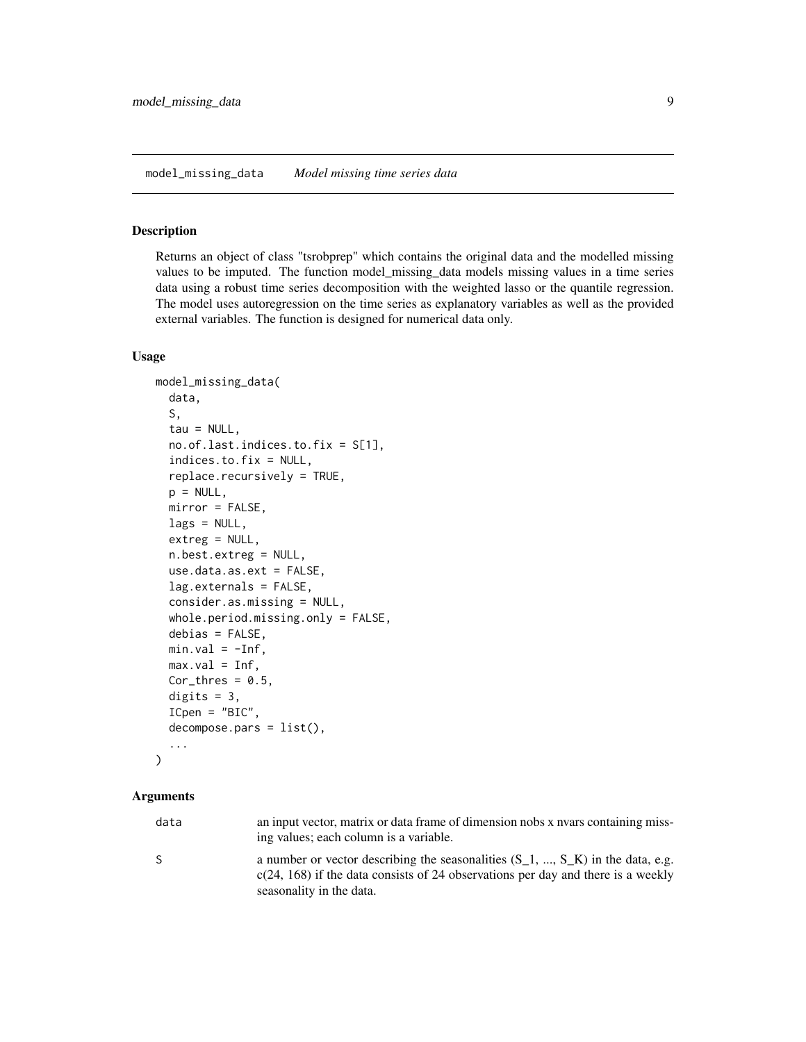## model_missing_data *Model missing time series data*

### Description

Returns an object of class "tsrobprep" which contains the original data and the modelled missing values to be imputed. The function model_missing_data models missing values in a time series data using a robust time series decomposition with the weighted lasso or the quantile regression. The model uses autoregression on the time series as explanatory variables as well as the provided external variables. The function is designed for numerical data only.

### Usage

```
model_missing_data(
  data,
  S,
  tau = NULL,
  no.of.last.indices.to.fix = S[1],
  indices.to.fix = NULL,
  replace.recursively = TRUE,
  p = NULL,
  mirror = FALSE,
  lags = NULL,
  extreg = NULL,
  n.best.extreg = NULL,
  use.data.as.ext = FALSE,
  lag.externals = FALSE,
  consider.as.missing = NULL,
  whole.period.missing.only = FALSE,
  debias = FALSE,
  min.val = -Inf,
  max.val = Inf,
  Cor_thres = 0.5,
  digits = 3,
  ICpen = "BIC",
  decompose.pars = list(),
  ...
)
```

### Arguments

| | |
|---|---|
| data | an input vector, matrix or data frame of dimension nobs x nvars containing missing values; each column is a variable. |
| S | a number or vector describing the seasonalities (S_1, ..., S_K) in the data, e.g. c(24, 168) if the data consists of 24 observations per day and there is a weekly seasonality in the data. |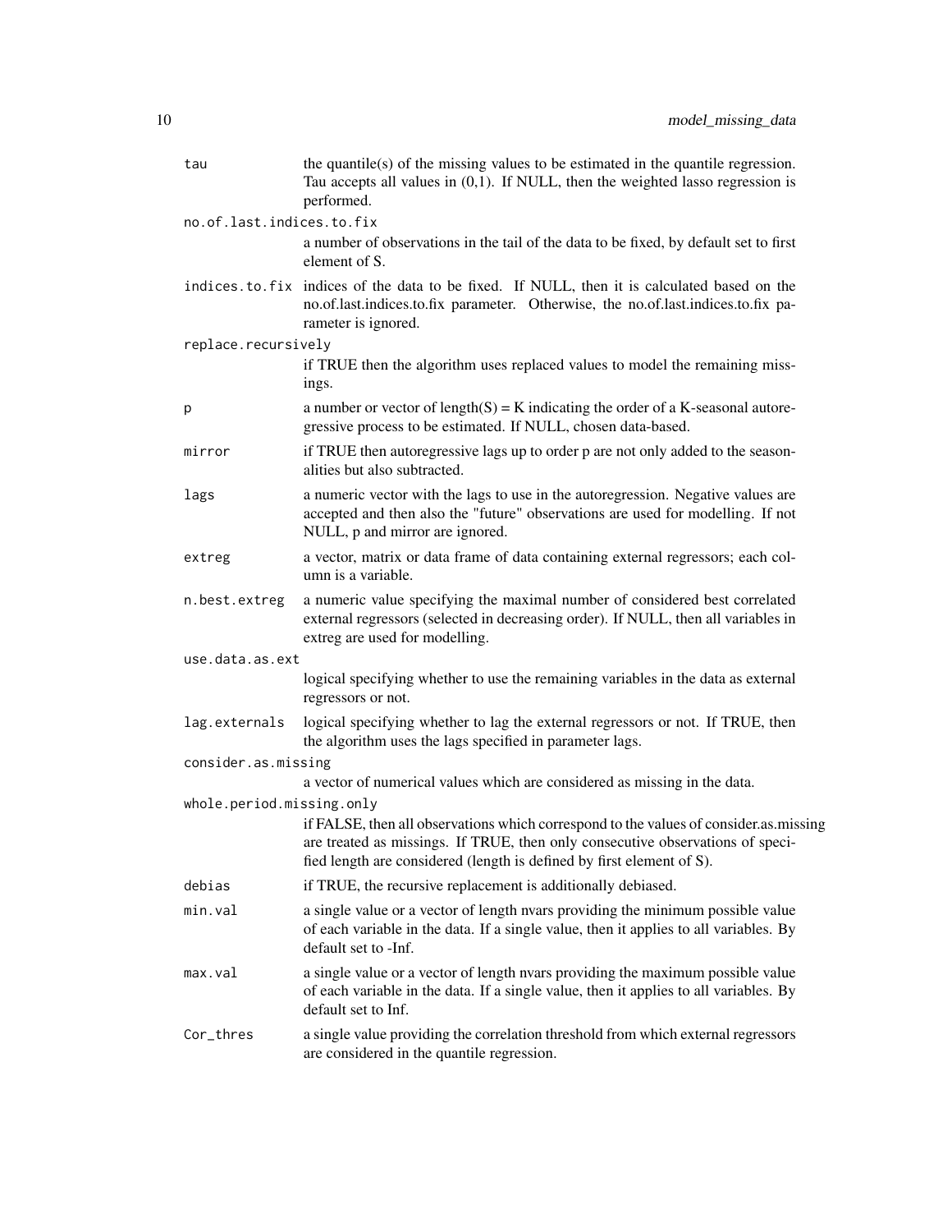| | |
|---|---|
| `tau` | the quantile(s) of the missing values to be estimated in the quantile regression. Tau accepts all values in (0,1). If NULL, then the weighted lasso regression is performed. |
| `no.of.last.indices.to.fix` | a number of observations in the tail of the data to be fixed, by default set to first element of S. |
| `indices.to.fix` | indices of the data to be fixed. If NULL, then it is calculated based on the no.of.last.indices.to.fix parameter. Otherwise, the no.of.last.indices.to.fix parameter is ignored. |
| `replace.recursively` | if TRUE then the algorithm uses replaced values to model the remaining missings. |
| `p` | a number or vector of length(S) = K indicating the order of a K-seasonal autoregressive process to be estimated. If NULL, chosen data-based. |
| `mirror` | if TRUE then autoregressive lags up to order p are not only added to the seasonalities but also subtracted. |
| `lags` | a numeric vector with the lags to use in the autoregression. Negative values are accepted and then also the "future" observations are used for modelling. If not NULL, p and mirror are ignored. |
| `extreg` | a vector, matrix or data frame of data containing external regressors; each column is a variable. |
| `n.best.extreg` | a numeric value specifying the maximal number of considered best correlated external regressors (selected in decreasing order). If NULL, then all variables in extreg are used for modelling. |
| `use.data.as.ext` | logical specifying whether to use the remaining variables in the data as external regressors or not. |
| `lag.externals` | logical specifying whether to lag the external regressors or not. If TRUE, then the algorithm uses the lags specified in parameter lags. |
| `consider.as.missing` | a vector of numerical values which are considered as missing in the data. |
| `whole.period.missing.only` | if FALSE, then all observations which correspond to the values of consider.as.missing are treated as missings. If TRUE, then only consecutive observations of specified length are considered (length is defined by first element of S). |
| `debias` | if TRUE, the recursive replacement is additionally debiased. |
| `min.val` | a single value or a vector of length nvars providing the minimum possible value of each variable in the data. If a single value, then it applies to all variables. By default set to -Inf. |
| `max.val` | a single value or a vector of length nvars providing the maximum possible value of each variable in the data. If a single value, then it applies to all variables. By default set to Inf. |
| `Cor_thres` | a single value providing the correlation threshold from which external regressors are considered in the quantile regression. |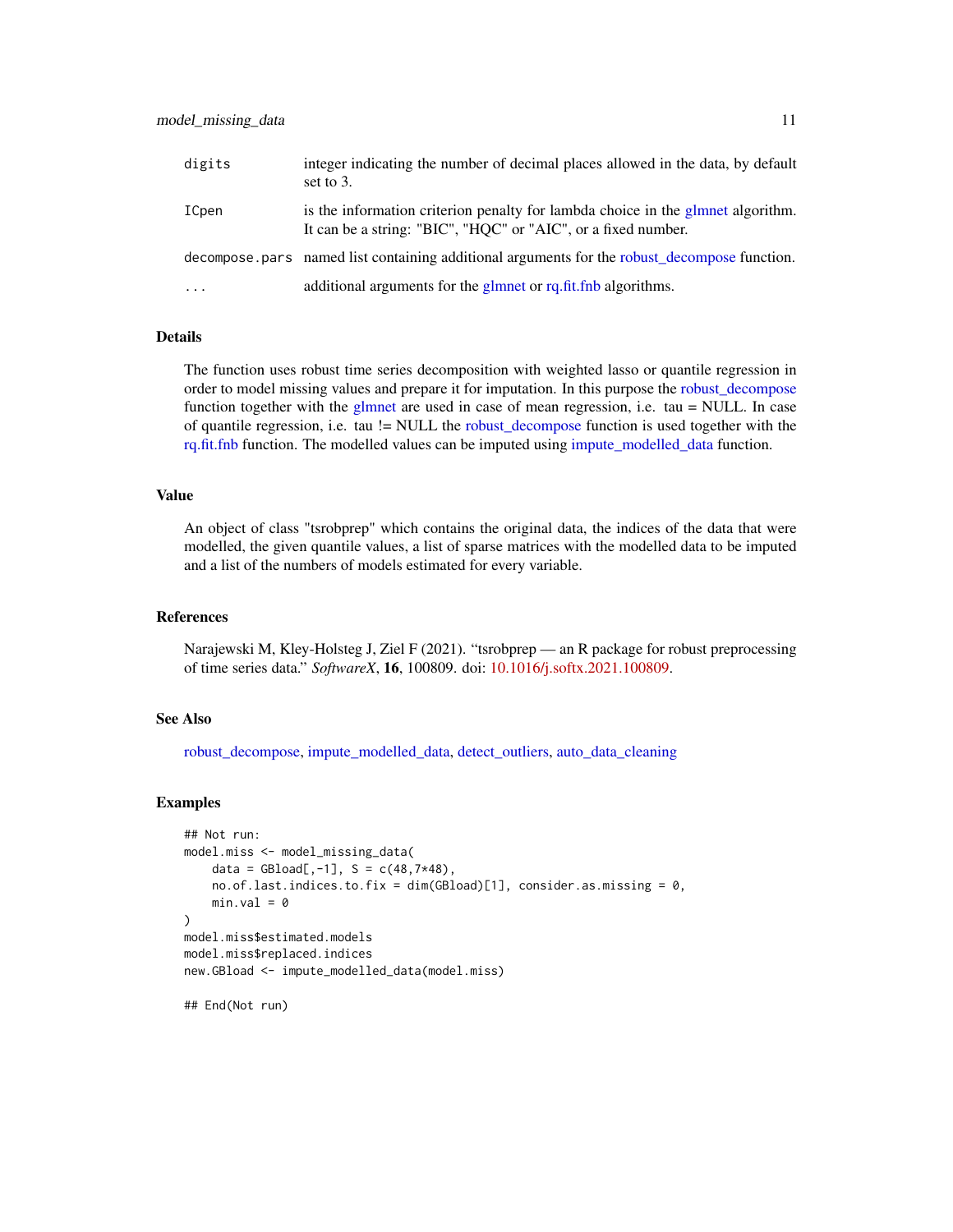| | |
|---|---|
| digits | integer indicating the number of decimal places allowed in the data, by default set to 3. |
| ICpen | is the information criterion penalty for lambda choice in the glmnet algorithm. It can be a string: "BIC", "HQC" or "AIC", or a fixed number. |
| decompose.pars | named list containing additional arguments for the robust_decompose function. |
| ... | additional arguments for the glmnet or rq.fit.fnb algorithms. |

## Details

The function uses robust time series decomposition with weighted lasso or quantile regression in order to model missing values and prepare it for imputation. In this purpose the robust_decompose function together with the glmnet are used in case of mean regression, i.e. tau = NULL. In case of quantile regression, i.e. tau != NULL the robust_decompose function is used together with the rq.fit.fnb function. The modelled values can be imputed using impute_modelled_data function.

## Value

An object of class "tsrobprep" which contains the original data, the indices of the data that were modelled, the given quantile values, a list of sparse matrices with the modelled data to be imputed and a list of the numbers of models estimated for every variable.

## References

Narajewski M, Kley-Holsteg J, Ziel F (2021). "tsrobprep — an R package for robust preprocessing of time series data." *SoftwareX*, **16**, 100809. doi: 10.1016/j.softx.2021.100809.

## See Also

robust_decompose, impute_modelled_data, detect_outliers, auto_data_cleaning

## Examples

```
## Not run:
model.miss <- model_missing_data(
    data = GBload[,-1], S = c(48,7*48),
    no.of.last.indices.to.fix = dim(GBload)[1], consider.as.missing = 0,
    min.val = 0
)
model.miss$estimated.models
model.miss$replaced.indices
new.GBload <- impute_modelled_data(model.miss)

## End(Not run)
```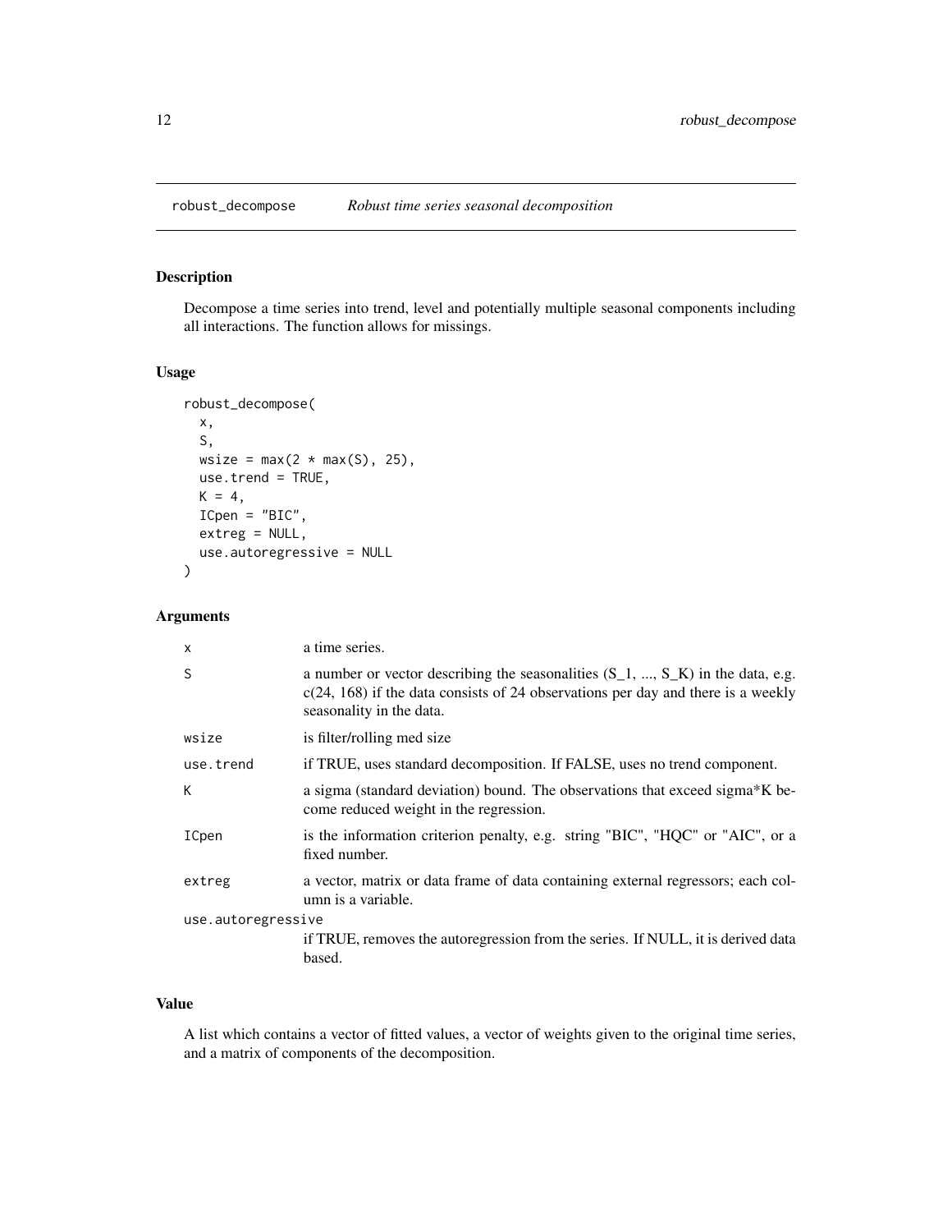## robust_decompose — *Robust time series seasonal decomposition*

### Description

Decompose a time series into trend, level and potentially multiple seasonal components including all interactions. The function allows for missings.

### Usage

```
robust_decompose(
  x,
  S,
  wsize = max(2 * max(S), 25),
  use.trend = TRUE,
  K = 4,
  ICpen = "BIC",
  extreg = NULL,
  use.autoregressive = NULL
)
```

### Arguments

| Argument | Description |
| --- | --- |
| x | a time series. |
| S | a number or vector describing the seasonalities (S_1, ..., S_K) in the data, e.g. c(24, 168) if the data consists of 24 observations per day and there is a weekly seasonality in the data. |
| wsize | is filter/rolling med size |
| use.trend | if TRUE, uses standard decomposition. If FALSE, uses no trend component. |
| K | a sigma (standard deviation) bound. The observations that exceed sigma*K become reduced weight in the regression. |
| ICpen | is the information criterion penalty, e.g. string "BIC", "HQC" or "AIC", or a fixed number. |
| extreg | a vector, matrix or data frame of data containing external regressors; each column is a variable. |
| use.autoregressive | if TRUE, removes the autoregression from the series. If NULL, it is derived data based. |

### Value

A list which contains a vector of fitted values, a vector of weights given to the original time series, and a matrix of components of the decomposition.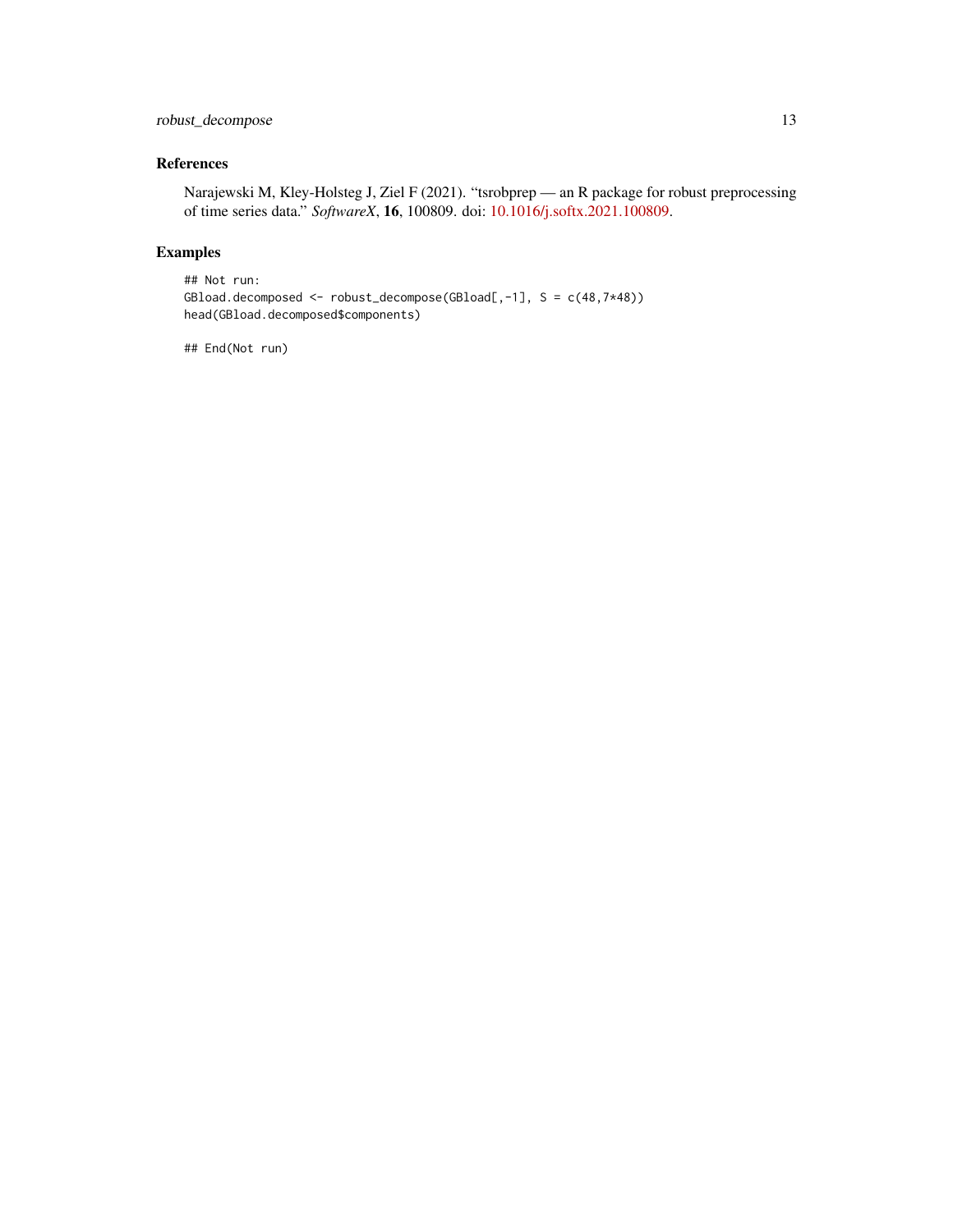## References

Narajewski M, Kley-Holsteg J, Ziel F (2021). "tsrobprep — an R package for robust preprocessing of time series data." *SoftwareX*, **16**, 100809. doi: 10.1016/j.softx.2021.100809.

## Examples

```
## Not run:
GBload.decomposed <- robust_decompose(GBload[,-1], S = c(48,7*48))
head(GBload.decomposed$components)

## End(Not run)
```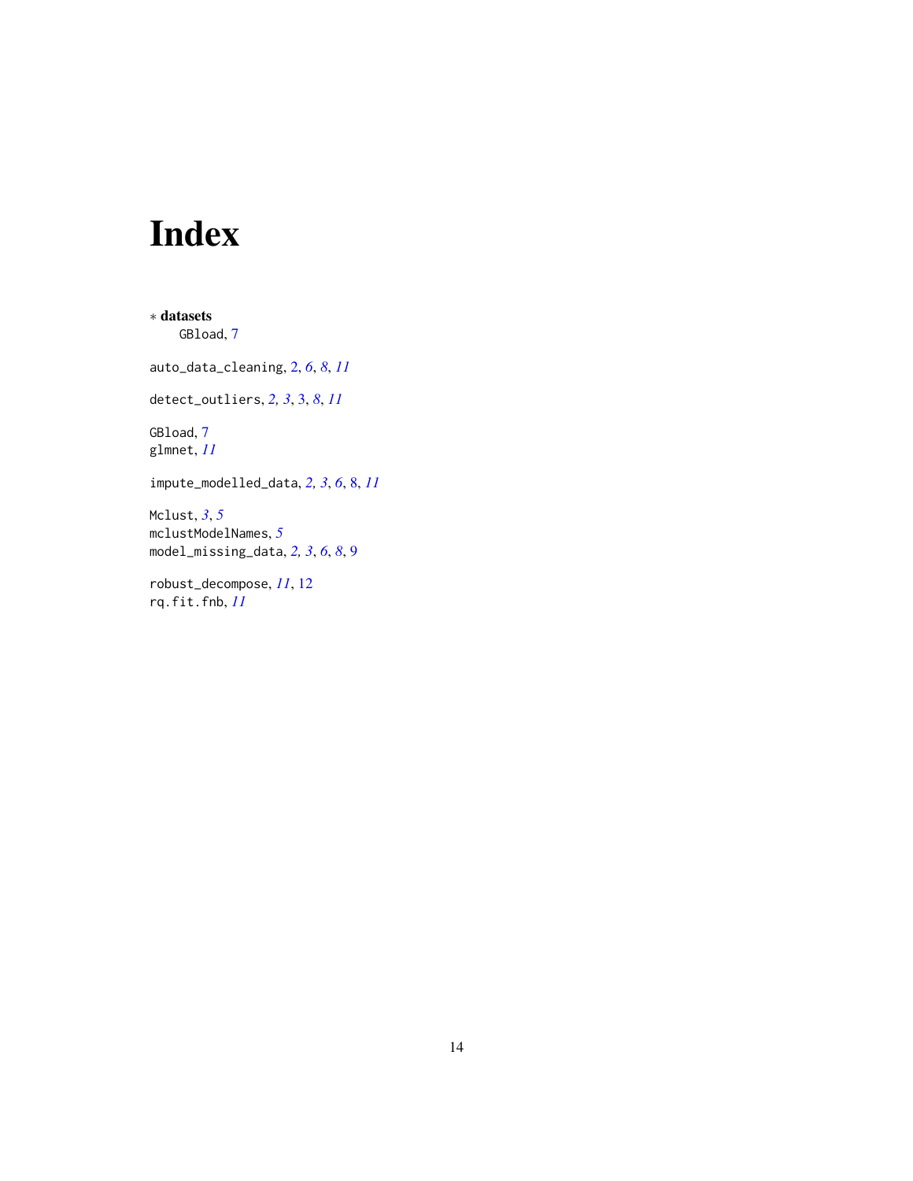# Index

∗ **datasets**
    GBload, 7

auto_data_cleaning, 2, *6*, *8*, *11*

detect_outliers, *2, 3*, 3, *8*, *11*

GBload, 7
glmnet, *11*

impute_modelled_data, *2, 3*, *6*, 8, *11*

Mclust, *3*, *5*
mclustModelNames, *5*
model_missing_data, *2, 3*, *6*, *8*, 9

robust_decompose, *11*, 12
rq.fit.fnb, *11*